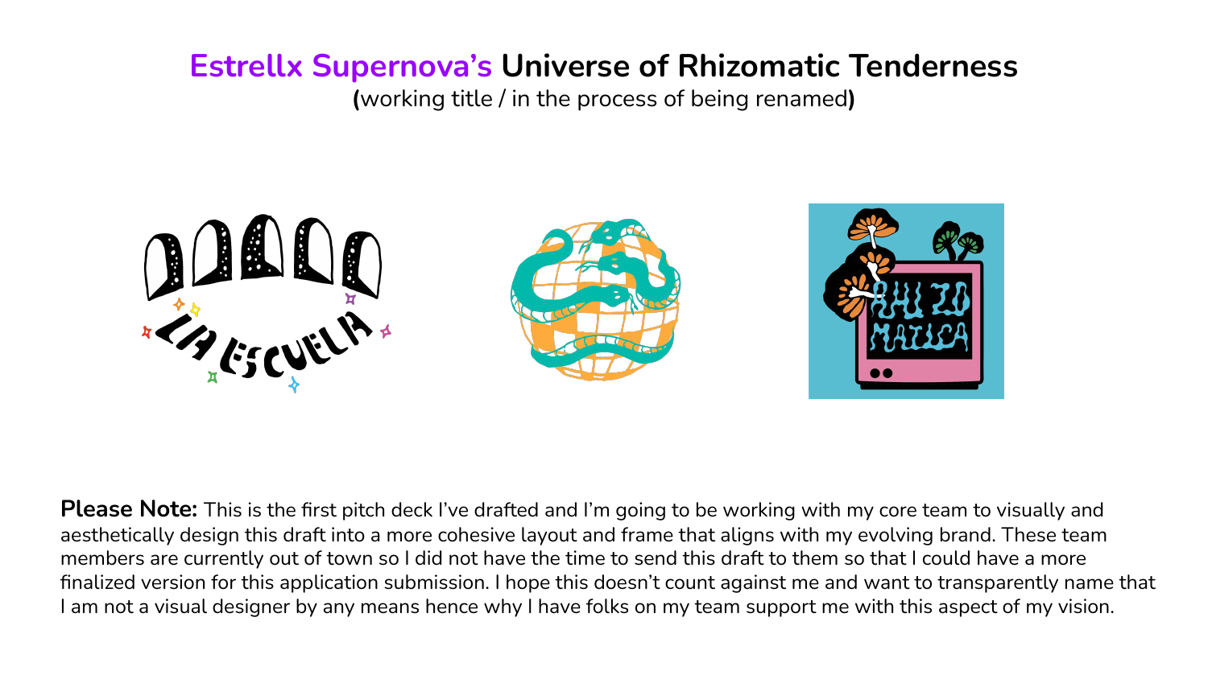# Estrellx Supernova's Universe of Rhizomatic Tenderness

**(**working title / in the process of being renamed**)**

**Please Note:** This is the first pitch deck I've drafted and I'm going to be working with my core team to visually and aesthetically design this draft into a more cohesive layout and frame that aligns with my evolving brand. These team members are currently out of town so I did not have the time to send this draft to them so that I could have a more finalized version for this application submission. I hope this doesn't count against me and want to transparently name that I am not a visual designer by any means hence why I have folks on my team support me with this aspect of my vision.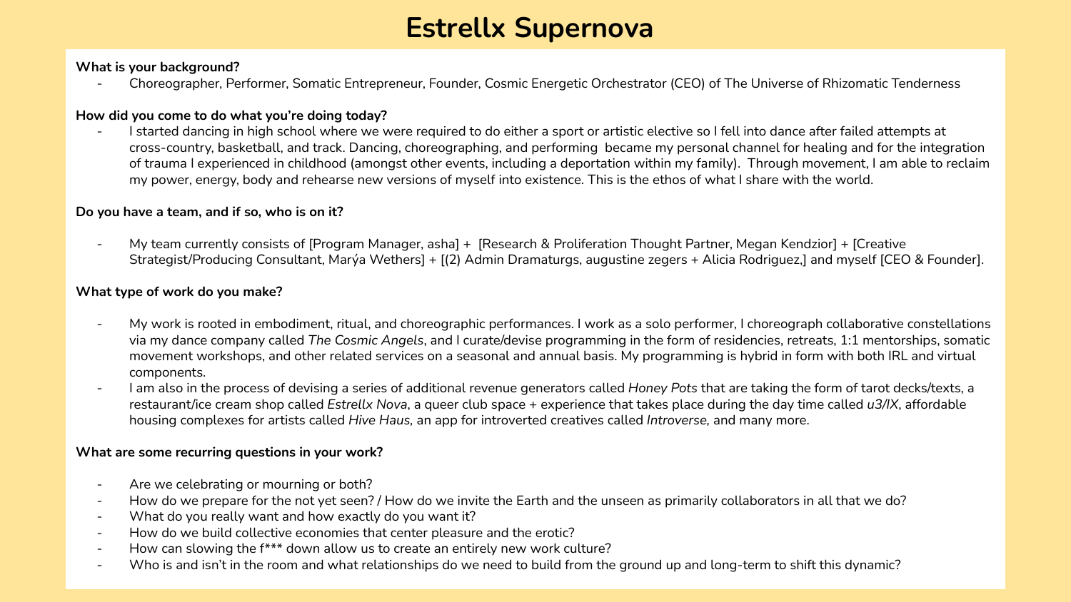# Estrellx Supernova

**What is your background?**

- Choreographer, Performer, Somatic Entrepreneur, Founder, Cosmic Energetic Orchestrator (CEO) of The Universe of Rhizomatic Tenderness

**How did you come to do what you're doing today?**

- I started dancing in high school where we were required to do either a sport or artistic elective so I fell into dance after failed attempts at cross-country, basketball, and track. Dancing, choreographing, and performing became my personal channel for healing and for the integration of trauma I experienced in childhood (amongst other events, including a deportation within my family). Through movement, I am able to reclaim my power, energy, body and rehearse new versions of myself into existence. This is the ethos of what I share with the world.

**Do you have a team, and if so, who is on it?**

- My team currently consists of [Program Manager, asha] + [Research & Proliferation Thought Partner, Megan Kendzior] + [Creative Strategist/Producing Consultant, Marýa Wethers] + [(2) Admin Dramaturgs, augustine zegers + Alicia Rodriguez,] and myself [CEO & Founder].

**What type of work do you make?**

- My work is rooted in embodiment, ritual, and choreographic performances. I work as a solo performer, I choreograph collaborative constellations via my dance company called *The Cosmic Angels*, and I curate/devise programming in the form of residencies, retreats, 1:1 mentorships, somatic movement workshops, and other related services on a seasonal and annual basis. My programming is hybrid in form with both IRL and virtual components.
- I am also in the process of devising a series of additional revenue generators called *Honey Pots* that are taking the form of tarot decks/texts, a restaurant/ice cream shop called *Estrellx Nova*, a queer club space + experience that takes place during the day time called *u3/IX*, affordable housing complexes for artists called *Hive Haus,* an app for introverted creatives called *Introverse,* and many more.

**What are some recurring questions in your work?**

- Are we celebrating or mourning or both?
- How do we prepare for the not yet seen? / How do we invite the Earth and the unseen as primarily collaborators in all that we do?
- What do you really want and how exactly do you want it?
- How do we build collective economies that center pleasure and the erotic?
- How can slowing the f*** down allow us to create an entirely new work culture?
- Who is and isn't in the room and what relationships do we need to build from the ground up and long-term to shift this dynamic?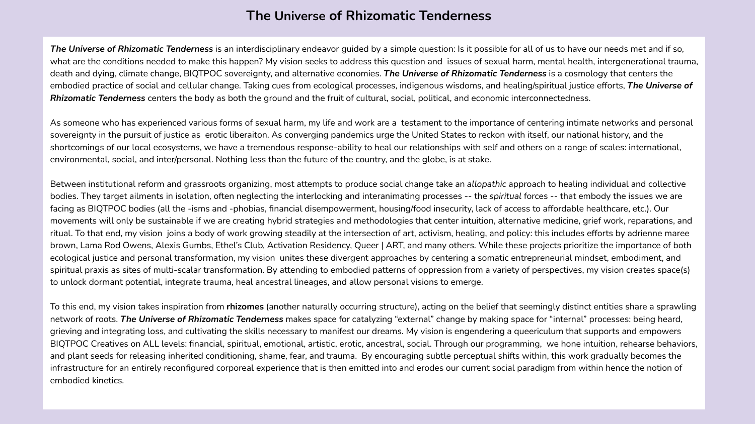# The Universe of Rhizomatic Tenderness

***The Universe of Rhizomatic Tenderness*** is an interdisciplinary endeavor guided by a simple question: Is it possible for all of us to have our needs met and if so, what are the conditions needed to make this happen? My vision seeks to address this question and issues of sexual harm, mental health, intergenerational trauma, death and dying, climate change, BIQTPOC sovereignty, and alternative economies. ***The Universe of Rhizomatic Tenderness*** is a cosmology that centers the embodied practice of social and cellular change. Taking cues from ecological processes, indigenous wisdoms, and healing/spiritual justice efforts, ***The Universe of Rhizomatic Tenderness*** centers the body as both the ground and the fruit of cultural, social, political, and economic interconnectedness.

As someone who has experienced various forms of sexual harm, my life and work are a testament to the importance of centering intimate networks and personal sovereignty in the pursuit of justice as erotic liberaiton. As converging pandemics urge the United States to reckon with itself, our national history, and the shortcomings of our local ecosystems, we have a tremendous response-ability to heal our relationships with self and others on a range of scales: international, environmental, social, and inter/personal. Nothing less than the future of the country, and the globe, is at stake.

Between institutional reform and grassroots organizing, most attempts to produce social change take an *allopathic* approach to healing individual and collective bodies. They target ailments in isolation, often neglecting the interlocking and interanimating processes -- the *spiritual* forces -- that embody the issues we are facing as BIQTPOC bodies (all the -isms and -phobias, financial disempowerment, housing/food insecurity, lack of access to affordable healthcare, etc.). Our movements will only be sustainable if we are creating hybrid strategies and methodologies that center intuition, alternative medicine, grief work, reparations, and ritual. To that end, my vision joins a body of work growing steadily at the intersection of art, activism, healing, and policy: this includes efforts by adrienne maree brown, Lama Rod Owens, Alexis Gumbs, Ethel's Club, Activation Residency, Queer | ART, and many others. While these projects prioritize the importance of both ecological justice and personal transformation, my vision unites these divergent approaches by centering a somatic entrepreneurial mindset, embodiment, and spiritual praxis as sites of multi-scalar transformation. By attending to embodied patterns of oppression from a variety of perspectives, my vision creates space(s) to unlock dormant potential, integrate trauma, heal ancestral lineages, and allow personal visions to emerge.

To this end, my vision takes inspiration from **rhizomes** (another naturally occurring structure), acting on the belief that seemingly distinct entities share a sprawling network of roots. ***The Universe of Rhizomatic Tenderness*** makes space for catalyzing "external" change by making space for "internal" processes: being heard, grieving and integrating loss, and cultivating the skills necessary to manifest our dreams. My vision is engendering a queericulum that supports and empowers BIQTPOC Creatives on ALL levels: financial, spiritual, emotional, artistic, erotic, ancestral, social. Through our programming, we hone intuition, rehearse behaviors, and plant seeds for releasing inherited conditioning, shame, fear, and trauma. By encouraging subtle perceptual shifts within, this work gradually becomes the infrastructure for an entirely reconfigured corporeal experience that is then emitted into and erodes our current social paradigm from within hence the notion of embodied kinetics.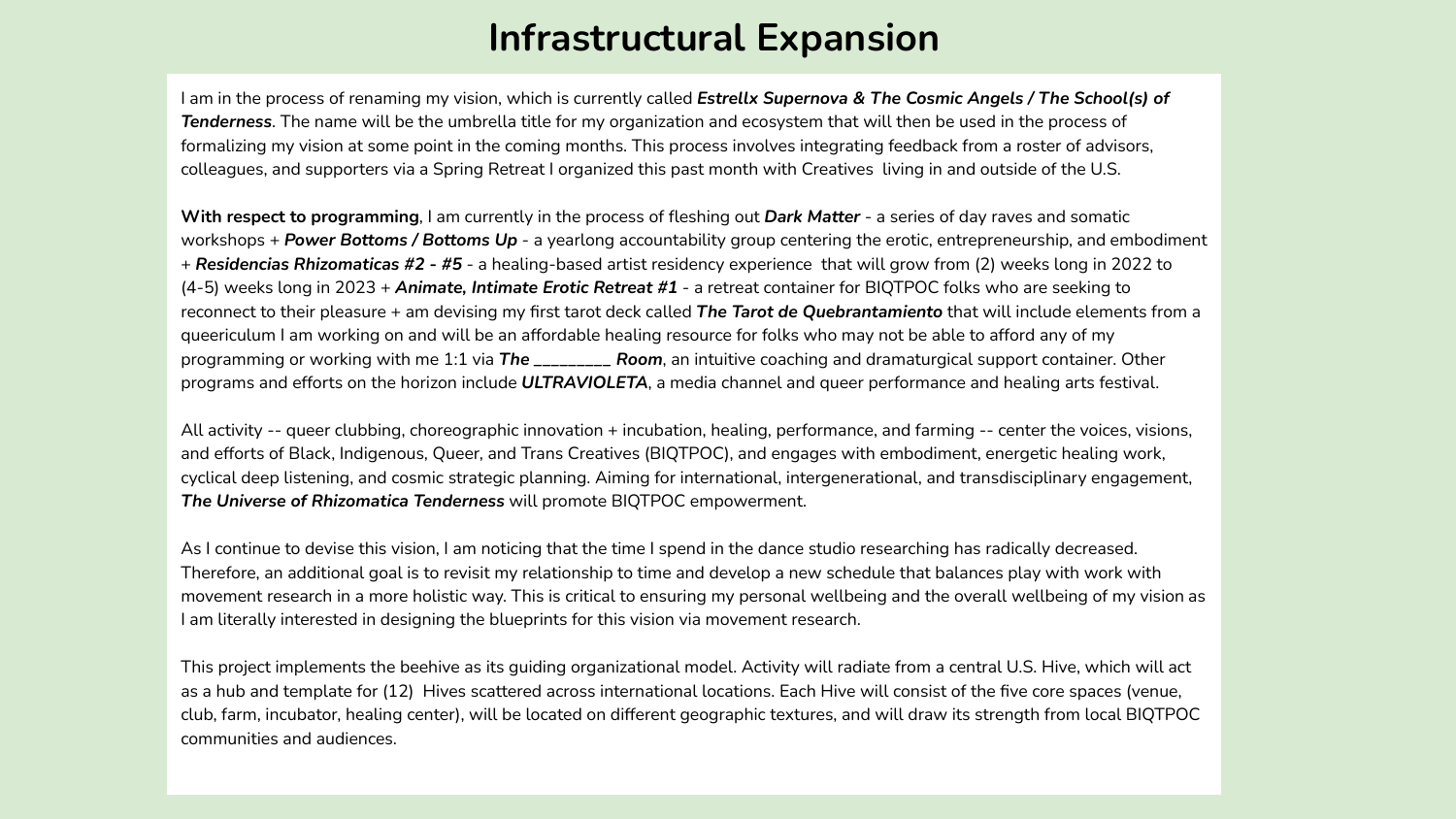# Infrastructural Expansion

I am in the process of renaming my vision, which is currently called ***Estrellx Supernova & The Cosmic Angels / The School(s) of Tenderness***. The name will be the umbrella title for my organization and ecosystem that will then be used in the process of formalizing my vision at some point in the coming months. This process involves integrating feedback from a roster of advisors, colleagues, and supporters via a Spring Retreat I organized this past month with Creatives living in and outside of the U.S.

**With respect to programming**, I am currently in the process of fleshing out ***Dark Matter*** - a series of day raves and somatic workshops + ***Power Bottoms / Bottoms Up*** - a yearlong accountability group centering the erotic, entrepreneurship, and embodiment + ***Residencias Rhizomaticas #2 - #5*** - a healing-based artist residency experience that will grow from (2) weeks long in 2022 to (4-5) weeks long in 2023 + ***Animate, Intimate Erotic Retreat #1*** - a retreat container for BIQTPOC folks who are seeking to reconnect to their pleasure + am devising my first tarot deck called ***The Tarot de Quebrantamiento*** that will include elements from a queericulum I am working on and will be an affordable healing resource for folks who may not be able to afford any of my programming or working with me 1:1 via ***The _________ Room***, an intuitive coaching and dramaturgical support container. Other programs and efforts on the horizon include ***ULTRAVIOLETA***, a media channel and queer performance and healing arts festival.

All activity -- queer clubbing, choreographic innovation + incubation, healing, performance, and farming -- center the voices, visions, and efforts of Black, Indigenous, Queer, and Trans Creatives (BIQTPOC), and engages with embodiment, energetic healing work, cyclical deep listening, and cosmic strategic planning. Aiming for international, intergenerational, and transdisciplinary engagement, ***The Universe of Rhizomatica Tenderness*** will promote BIQTPOC empowerment.

As I continue to devise this vision, I am noticing that the time I spend in the dance studio researching has radically decreased. Therefore, an additional goal is to revisit my relationship to time and develop a new schedule that balances play with work with movement research in a more holistic way. This is critical to ensuring my personal wellbeing and the overall wellbeing of my vision as I am literally interested in designing the blueprints for this vision via movement research.

This project implements the beehive as its guiding organizational model. Activity will radiate from a central U.S. Hive, which will act as a hub and template for (12) Hives scattered across international locations. Each Hive will consist of the five core spaces (venue, club, farm, incubator, healing center), will be located on different geographic textures, and will draw its strength from local BIQTPOC communities and audiences.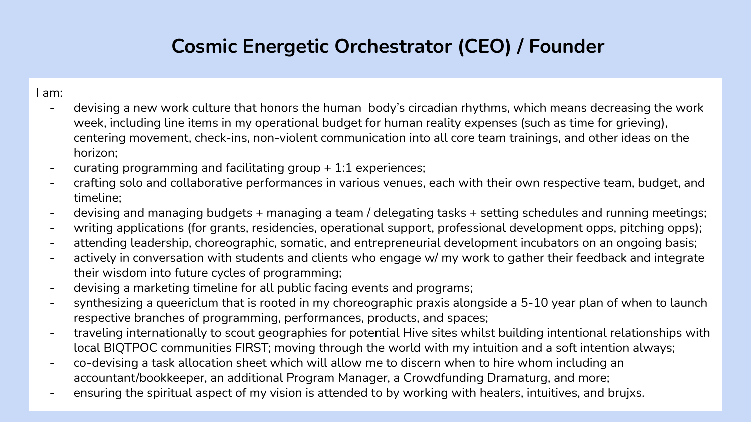# Cosmic Energetic Orchestrator (CEO) / Founder

I am:

- devising a new work culture that honors the human body's circadian rhythms, which means decreasing the work week, including line items in my operational budget for human reality expenses (such as time for grieving), centering movement, check-ins, non-violent communication into all core team trainings, and other ideas on the horizon;
- curating programming and facilitating group + 1:1 experiences;
- crafting solo and collaborative performances in various venues, each with their own respective team, budget, and timeline;
- devising and managing budgets + managing a team / delegating tasks + setting schedules and running meetings;
- writing applications (for grants, residencies, operational support, professional development opps, pitching opps);
- attending leadership, choreographic, somatic, and entrepreneurial development incubators on an ongoing basis;
- actively in conversation with students and clients who engage w/ my work to gather their feedback and integrate their wisdom into future cycles of programming;
- devising a marketing timeline for all public facing events and programs;
- synthesizing a queericlum that is rooted in my choreographic praxis alongside a 5-10 year plan of when to launch respective branches of programming, performances, products, and spaces;
- traveling internationally to scout geographies for potential Hive sites whilst building intentional relationships with local BIQTPOC communities FIRST; moving through the world with my intuition and a soft intention always;
- co-devising a task allocation sheet which will allow me to discern when to hire whom including an accountant/bookkeeper, an additional Program Manager, a Crowdfunding Dramaturg, and more;
- ensuring the spiritual aspect of my vision is attended to by working with healers, intuitives, and brujxs.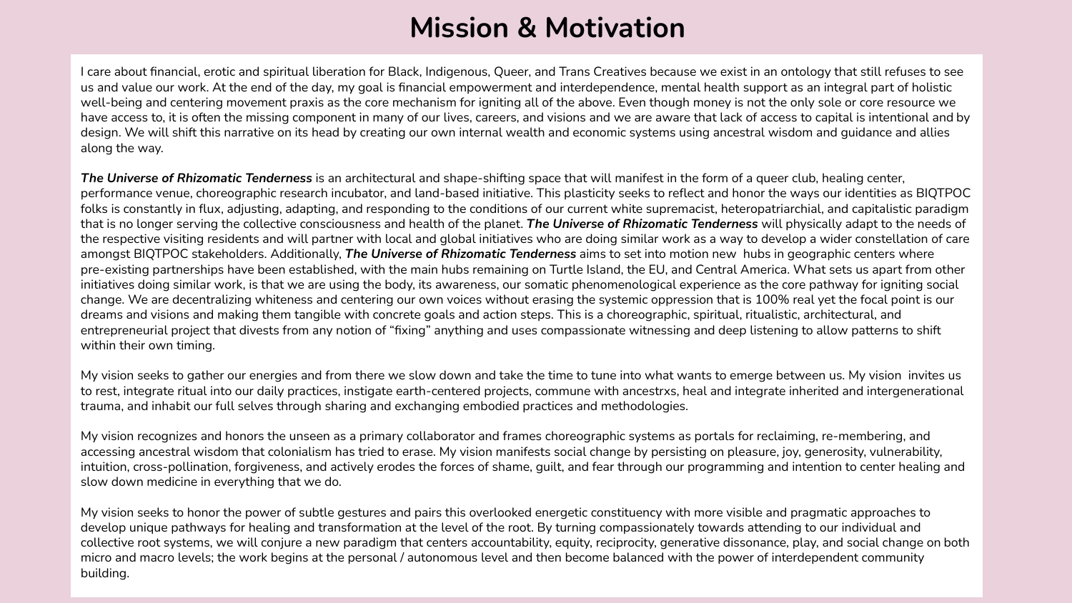# Mission & Motivation

I care about financial, erotic and spiritual liberation for Black, Indigenous, Queer, and Trans Creatives because we exist in an ontology that still refuses to see us and value our work. At the end of the day, my goal is financial empowerment and interdependence, mental health support as an integral part of holistic well-being and centering movement praxis as the core mechanism for igniting all of the above. Even though money is not the only sole or core resource we have access to, it is often the missing component in many of our lives, careers, and visions and we are aware that lack of access to capital is intentional and by design. We will shift this narrative on its head by creating our own internal wealth and economic systems using ancestral wisdom and guidance and allies along the way.

***The Universe of Rhizomatic Tenderness*** is an architectural and shape-shifting space that will manifest in the form of a queer club, healing center, performance venue, choreographic research incubator, and land-based initiative. This plasticity seeks to reflect and honor the ways our identities as BIQTPOC folks is constantly in flux, adjusting, adapting, and responding to the conditions of our current white supremacist, heteropatriarchial, and capitalistic paradigm that is no longer serving the collective consciousness and health of the planet. ***The Universe of Rhizomatic Tenderness*** will physically adapt to the needs of the respective visiting residents and will partner with local and global initiatives who are doing similar work as a way to develop a wider constellation of care amongst BIQTPOC stakeholders. Additionally, ***The Universe of Rhizomatic Tenderness*** aims to set into motion new hubs in geographic centers where pre-existing partnerships have been established, with the main hubs remaining on Turtle Island, the EU, and Central America. What sets us apart from other initiatives doing similar work, is that we are using the body, its awareness, our somatic phenomenological experience as the core pathway for igniting social change. We are decentralizing whiteness and centering our own voices without erasing the systemic oppression that is 100% real yet the focal point is our dreams and visions and making them tangible with concrete goals and action steps. This is a choreographic, spiritual, ritualistic, architectural, and entrepreneurial project that divests from any notion of "fixing" anything and uses compassionate witnessing and deep listening to allow patterns to shift within their own timing.

My vision seeks to gather our energies and from there we slow down and take the time to tune into what wants to emerge between us. My vision invites us to rest, integrate ritual into our daily practices, instigate earth-centered projects, commune with ancestrxs, heal and integrate inherited and intergenerational trauma, and inhabit our full selves through sharing and exchanging embodied practices and methodologies.

My vision recognizes and honors the unseen as a primary collaborator and frames choreographic systems as portals for reclaiming, re-membering, and accessing ancestral wisdom that colonialism has tried to erase. My vision manifests social change by persisting on pleasure, joy, generosity, vulnerability, intuition, cross-pollination, forgiveness, and actively erodes the forces of shame, guilt, and fear through our programming and intention to center healing and slow down medicine in everything that we do.

My vision seeks to honor the power of subtle gestures and pairs this overlooked energetic constituency with more visible and pragmatic approaches to develop unique pathways for healing and transformation at the level of the root. By turning compassionately towards attending to our individual and collective root systems, we will conjure a new paradigm that centers accountability, equity, reciprocity, generative dissonance, play, and social change on both micro and macro levels; the work begins at the personal / autonomous level and then become balanced with the power of interdependent community building.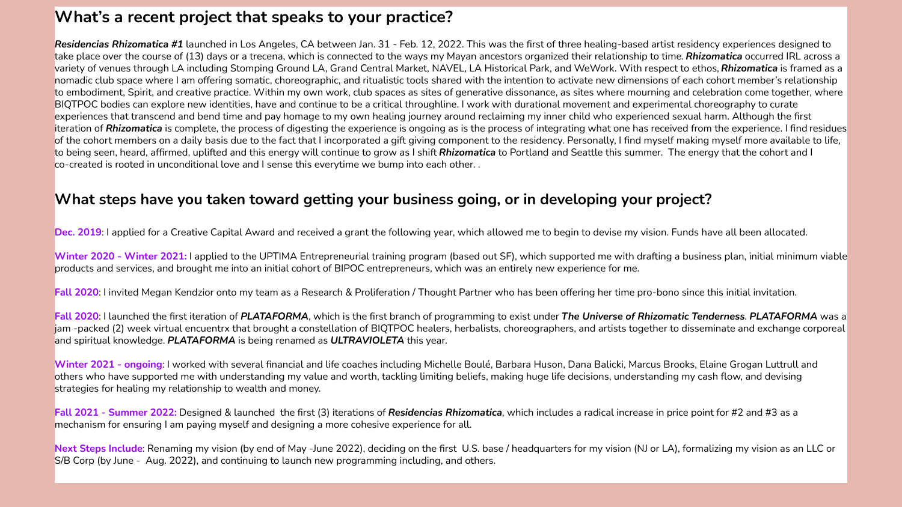## What's a recent project that speaks to your practice?

***Residencias Rhizomatica #1*** launched in Los Angeles, CA between Jan. 31 - Feb. 12, 2022. This was the first of three healing-based artist residency experiences designed to take place over the course of (13) days or a trecena, which is connected to the ways my Mayan ancestors organized their relationship to time. ***Rhizomatica*** occurred IRL across a variety of venues through LA including Stomping Ground LA, Grand Central Market, NAVEL, LA Historical Park, and WeWork. With respect to ethos, ***Rhizomatica*** is framed as a nomadic club space where I am offering somatic, choreographic, and ritualistic tools shared with the intention to activate new dimensions of each cohort member's relationship to embodiment, Spirit, and creative practice. Within my own work, club spaces as sites of generative dissonance, as sites where mourning and celebration come together, where BIQTPOC bodies can explore new identities, have and continue to be a critical throughline. I work with durational movement and experimental choreography to curate experiences that transcend and bend time and pay homage to my own healing journey around reclaiming my inner child who experienced sexual harm. Although the first iteration of ***Rhizomatica*** is complete, the process of digesting the experience is ongoing as is the process of integrating what one has received from the experience. I find residues of the cohort members on a daily basis due to the fact that I incorporated a gift giving component to the residency. Personally, I find myself making myself more available to life, to being seen, heard, affirmed, uplifted and this energy will continue to grow as I shift ***Rhizomatica*** to Portland and Seattle this summer. The energy that the cohort and I co-created is rooted in unconditional love and I sense this everytime we bump into each other. .

## What steps have you taken toward getting your business going, or in developing your project?

**Dec. 2019**: I applied for a Creative Capital Award and received a grant the following year, which allowed me to begin to devise my vision. Funds have all been allocated.

**Winter 2020 - Winter 2021:** I applied to the UPTIMA Entrepreneurial training program (based out SF), which supported me with drafting a business plan, initial minimum viable products and services, and brought me into an initial cohort of BIPOC entrepreneurs, which was an entirely new experience for me.

**Fall 2020**: I invited Megan Kendzior onto my team as a Research & Proliferation / Thought Partner who has been offering her time pro-bono since this initial invitation.

**Fall 2020**: I launched the first iteration of ***PLATAFORMA***, which is the first branch of programming to exist under ***The Universe of Rhizomatic Tenderness***. ***PLATAFORMA*** was a jam -packed (2) week virtual encuentrx that brought a constellation of BIQTPOC healers, herbalists, choreographers, and artists together to disseminate and exchange corporeal and spiritual knowledge. ***PLATAFORMA*** is being renamed as ***ULTRAVIOLETA*** this year.

**Winter 2021 - ongoing**: I worked with several financial and life coaches including Michelle Boulé, Barbara Huson, Dana Balicki, Marcus Brooks, Elaine Grogan Luttrull and others who have supported me with understanding my value and worth, tackling limiting beliefs, making huge life decisions, understanding my cash flow, and devising strategies for healing my relationship to wealth and money.

**Fall 2021 - Summer 2022:** Designed & launched the first (3) iterations of ***Residencias Rhizomatica***, which includes a radical increase in price point for #2 and #3 as a mechanism for ensuring I am paying myself and designing a more cohesive experience for all.

**Next Steps Include**: Renaming my vision (by end of May -June 2022), deciding on the first U.S. base / headquarters for my vision (NJ or LA), formalizing my vision as an LLC or S/B Corp (by June - Aug. 2022), and continuing to launch new programming including, and others.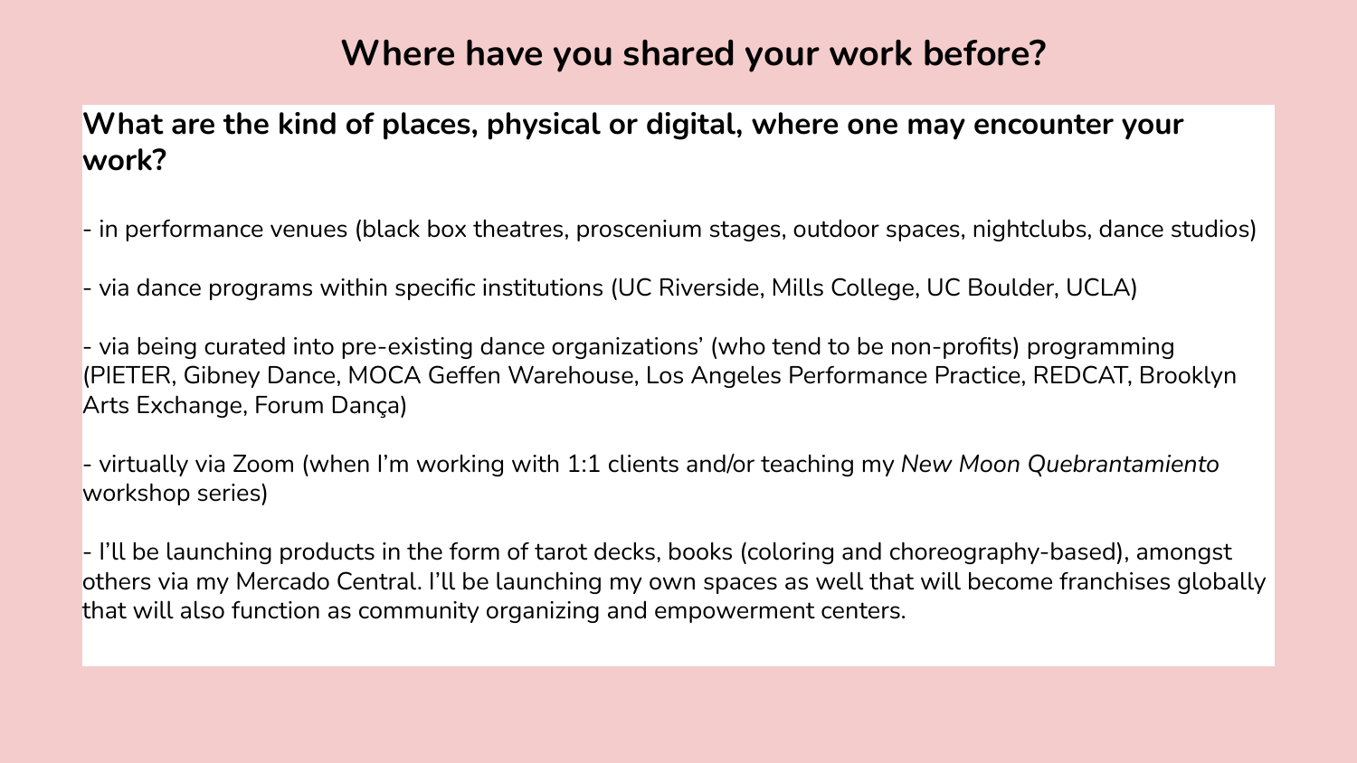# Where have you shared your work before?

**What are the kind of places, physical or digital, where one may encounter your work?**

- in performance venues (black box theatres, proscenium stages, outdoor spaces, nightclubs, dance studios)

- via dance programs within specific institutions (UC Riverside, Mills College, UC Boulder, UCLA)

- via being curated into pre-existing dance organizations' (who tend to be non-profits) programming (PIETER, Gibney Dance, MOCA Geffen Warehouse, Los Angeles Performance Practice, REDCAT, Brooklyn Arts Exchange, Forum Dança)

- virtually via Zoom (when I'm working with 1:1 clients and/or teaching my *New Moon Quebrantamiento* workshop series)

- I'll be launching products in the form of tarot decks, books (coloring and choreography-based), amongst others via my Mercado Central. I'll be launching my own spaces as well that will become franchises globally that will also function as community organizing and empowerment centers.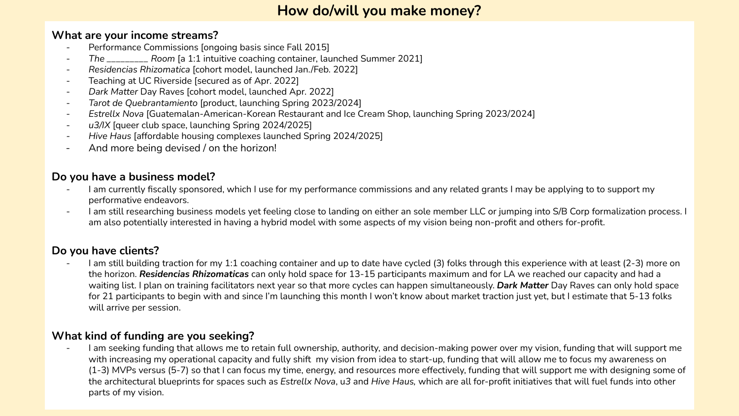# How do/will you make money?

## What are your income streams?

- Performance Commissions [ongoing basis since Fall 2015]
- *The ________ Room* [a 1:1 intuitive coaching container, launched Summer 2021]
- *Residencias Rhizomatica* [cohort model, launched Jan./Feb. 2022]
- Teaching at UC Riverside [secured as of Apr. 2022]
- *Dark Matter* Day Raves [cohort model, launched Apr. 2022]
- *Tarot de Quebrantamiento* [product, launching Spring 2023/2024]
- *Estrellx Nova* [Guatemalan-American-Korean Restaurant and Ice Cream Shop, launching Spring 2023/2024]
- *u3/IX* [queer club space, launching Spring 2024/2025]
- *Hive Haus* [affordable housing complexes launched Spring 2024/2025]
- And more being devised / on the horizon!

## Do you have a business model?

- I am currently fiscally sponsored, which I use for my performance commissions and any related grants I may be applying to to support my performative endeavors.
- I am still researching business models yet feeling close to landing on either an sole member LLC or jumping into S/B Corp formalization process. I am also potentially interested in having a hybrid model with some aspects of my vision being non-profit and others for-profit.

## Do you have clients?

- I am still building traction for my 1:1 coaching container and up to date have cycled (3) folks through this experience with at least (2-3) more on the horizon. ***Residencias Rhizomaticas*** can only hold space for 13-15 participants maximum and for LA we reached our capacity and had a waiting list. I plan on training facilitators next year so that more cycles can happen simultaneously. ***Dark Matter*** Day Raves can only hold space for 21 participants to begin with and since I'm launching this month I won't know about market traction just yet, but I estimate that 5-13 folks will arrive per session.

## What kind of funding are you seeking?

- I am seeking funding that allows me to retain full ownership, authority, and decision-making power over my vision, funding that will support me with increasing my operational capacity and fully shift my vision from idea to start-up, funding that will allow me to focus my awareness on (1-3) MVPs versus (5-7) so that I can focus my time, energy, and resources more effectively, funding that will support me with designing some of the architectural blueprints for spaces such as *Estrellx Nova*, u*3* and *Hive Haus,* which are all for-profit initiatives that will fuel funds into other parts of my vision.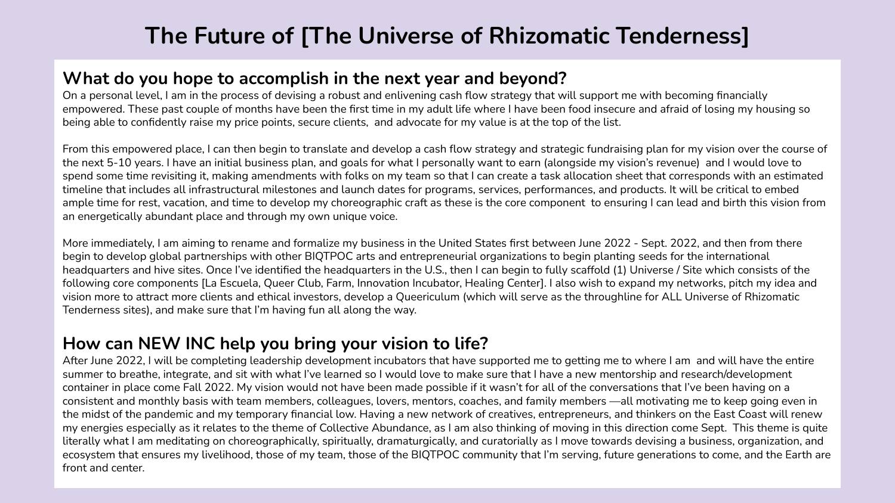# The Future of [The Universe of Rhizomatic Tenderness]

## What do you hope to accomplish in the next year and beyond?

On a personal level, I am in the process of devising a robust and enlivening cash flow strategy that will support me with becoming financially empowered. These past couple of months have been the first time in my adult life where I have been food insecure and afraid of losing my housing so being able to confidently raise my price points, secure clients, and advocate for my value is at the top of the list.

From this empowered place, I can then begin to translate and develop a cash flow strategy and strategic fundraising plan for my vision over the course of the next 5-10 years. I have an initial business plan, and goals for what I personally want to earn (alongside my vision's revenue) and I would love to spend some time revisiting it, making amendments with folks on my team so that I can create a task allocation sheet that corresponds with an estimated timeline that includes all infrastructural milestones and launch dates for programs, services, performances, and products. It will be critical to embed ample time for rest, vacation, and time to develop my choreographic craft as these is the core component to ensuring I can lead and birth this vision from an energetically abundant place and through my own unique voice.

More immediately, I am aiming to rename and formalize my business in the United States first between June 2022 - Sept. 2022, and then from there begin to develop global partnerships with other BIQTPOC arts and entrepreneurial organizations to begin planting seeds for the international headquarters and hive sites. Once I've identified the headquarters in the U.S., then I can begin to fully scaffold (1) Universe / Site which consists of the following core components [La Escuela, Queer Club, Farm, Innovation Incubator, Healing Center]. I also wish to expand my networks, pitch my idea and vision more to attract more clients and ethical investors, develop a Queericulum (which will serve as the throughline for ALL Universe of Rhizomatic Tenderness sites), and make sure that I'm having fun all along the way.

## How can NEW INC help you bring your vision to life?

After June 2022, I will be completing leadership development incubators that have supported me to getting me to where I am and will have the entire summer to breathe, integrate, and sit with what I've learned so I would love to make sure that I have a new mentorship and research/development container in place come Fall 2022. My vision would not have been made possible if it wasn't for all of the conversations that I've been having on a consistent and monthly basis with team members, colleagues, lovers, mentors, coaches, and family members —all motivating me to keep going even in the midst of the pandemic and my temporary financial low. Having a new network of creatives, entrepreneurs, and thinkers on the East Coast will renew my energies especially as it relates to the theme of Collective Abundance, as I am also thinking of moving in this direction come Sept. This theme is quite literally what I am meditating on choreographically, spiritually, dramaturgically, and curatorially as I move towards devising a business, organization, and ecosystem that ensures my livelihood, those of my team, those of the BIQTPOC community that I'm serving, future generations to come, and the Earth are front and center.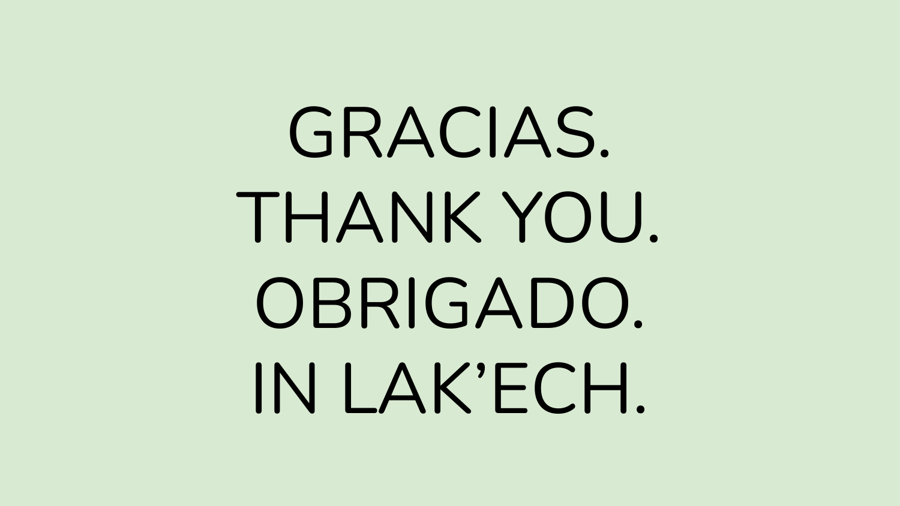GRACIAS.
THANK YOU.
OBRIGADO.
IN LAK’ECH.